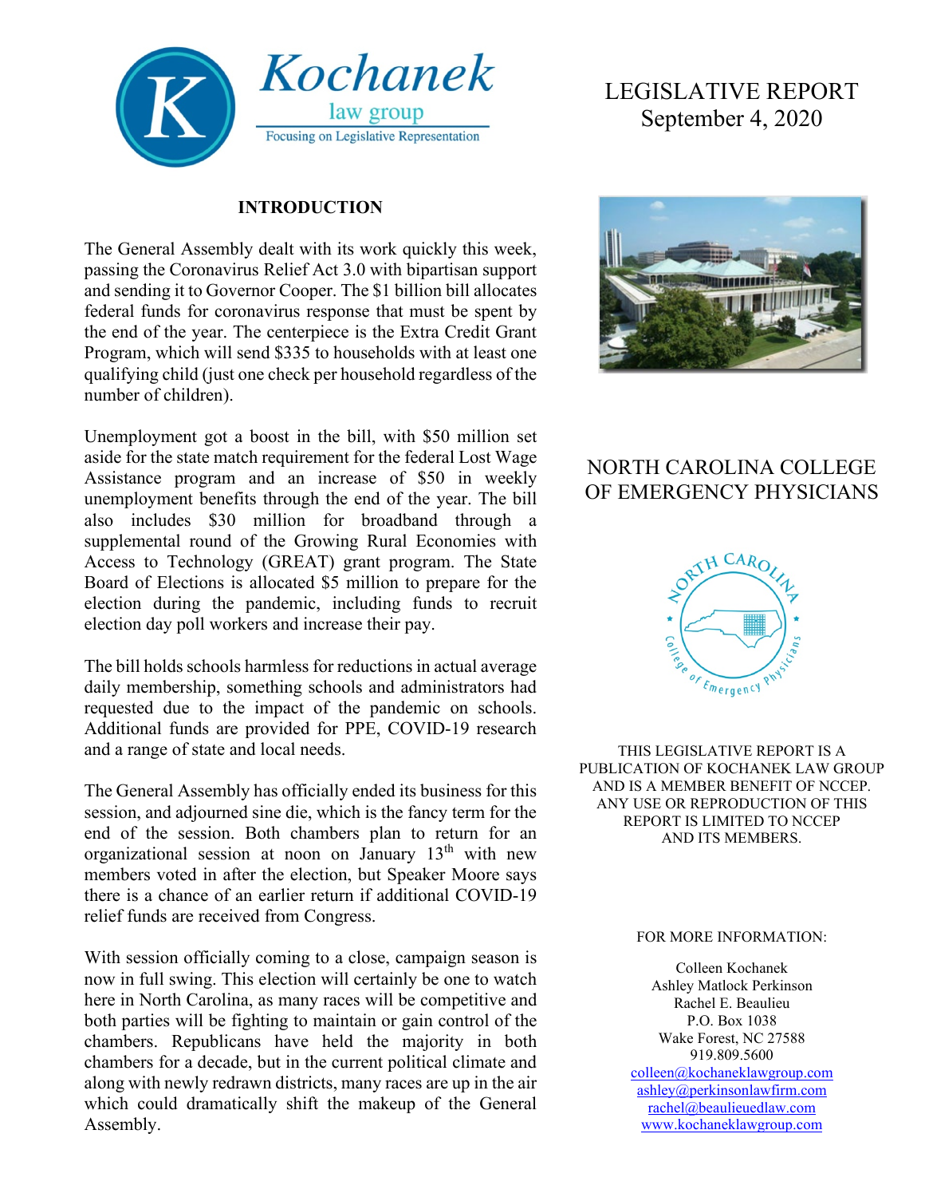Kochanek law group
Focusing on Legislative Representation

# LEGISLATIVE REPORT
September 4, 2020

## NORTH CAROLINA COLLEGE OF EMERGENCY PHYSICIANS

THIS LEGISLATIVE REPORT IS A PUBLICATION OF KOCHANEK LAW GROUP AND IS A MEMBER BENEFIT OF NCCEP. ANY USE OR REPRODUCTION OF THIS REPORT IS LIMITED TO NCCEP AND ITS MEMBERS.

FOR MORE INFORMATION:

Colleen Kochanek
Ashley Matlock Perkinson
Rachel E. Beaulieu
P.O. Box 1038
Wake Forest, NC 27588
919.809.5600
colleen@kochaneklawgroup.com
ashley@perkinsonlawfirm.com
rachel@beaulieuedlaw.com
www.kochaneklawgroup.com

## INTRODUCTION

The General Assembly dealt with its work quickly this week, passing the Coronavirus Relief Act 3.0 with bipartisan support and sending it to Governor Cooper. The $1 billion bill allocates federal funds for coronavirus response that must be spent by the end of the year. The centerpiece is the Extra Credit Grant Program, which will send $335 to households with at least one qualifying child (just one check per household regardless of the number of children).

Unemployment got a boost in the bill, with $50 million set aside for the state match requirement for the federal Lost Wage Assistance program and an increase of $50 in weekly unemployment benefits through the end of the year. The bill also includes $30 million for broadband through a supplemental round of the Growing Rural Economies with Access to Technology (GREAT) grant program. The State Board of Elections is allocated $5 million to prepare for the election during the pandemic, including funds to recruit election day poll workers and increase their pay.

The bill holds schools harmless for reductions in actual average daily membership, something schools and administrators had requested due to the impact of the pandemic on schools. Additional funds are provided for PPE, COVID-19 research and a range of state and local needs.

The General Assembly has officially ended its business for this session, and adjourned sine die, which is the fancy term for the end of the session. Both chambers plan to return for an organizational session at noon on January 13th with new members voted in after the election, but Speaker Moore says there is a chance of an earlier return if additional COVID-19 relief funds are received from Congress.

With session officially coming to a close, campaign season is now in full swing. This election will certainly be one to watch here in North Carolina, as many races will be competitive and both parties will be fighting to maintain or gain control of the chambers. Republicans have held the majority in both chambers for a decade, but in the current political climate and along with newly redrawn districts, many races are up in the air which could dramatically shift the makeup of the General Assembly.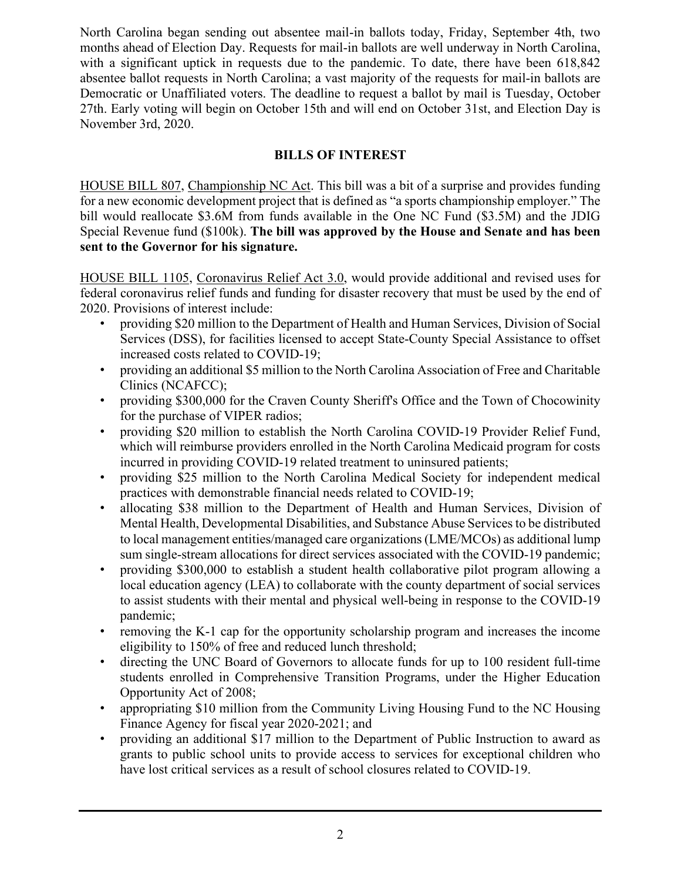North Carolina began sending out absentee mail-in ballots today, Friday, September 4th, two months ahead of Election Day. Requests for mail-in ballots are well underway in North Carolina, with a significant uptick in requests due to the pandemic. To date, there have been 618,842 absentee ballot requests in North Carolina; a vast majority of the requests for mail-in ballots are Democratic or Unaffiliated voters. The deadline to request a ballot by mail is Tuesday, October 27th. Early voting will begin on October 15th and will end on October 31st, and Election Day is November 3rd, 2020.

## BILLS OF INTEREST

HOUSE BILL 807, Championship NC Act. This bill was a bit of a surprise and provides funding for a new economic development project that is defined as "a sports championship employer." The bill would reallocate $3.6M from funds available in the One NC Fund ($3.5M) and the JDIG Special Revenue fund ($100k). **The bill was approved by the House and Senate and has been sent to the Governor for his signature.**

HOUSE BILL 1105, Coronavirus Relief Act 3.0, would provide additional and revised uses for federal coronavirus relief funds and funding for disaster recovery that must be used by the end of 2020. Provisions of interest include:

- providing $20 million to the Department of Health and Human Services, Division of Social Services (DSS), for facilities licensed to accept State-County Special Assistance to offset increased costs related to COVID-19;
- providing an additional $5 million to the North Carolina Association of Free and Charitable Clinics (NCAFCC);
- providing $300,000 for the Craven County Sheriff's Office and the Town of Chocowinity for the purchase of VIPER radios;
- providing $20 million to establish the North Carolina COVID-19 Provider Relief Fund, which will reimburse providers enrolled in the North Carolina Medicaid program for costs incurred in providing COVID-19 related treatment to uninsured patients;
- providing $25 million to the North Carolina Medical Society for independent medical practices with demonstrable financial needs related to COVID-19;
- allocating $38 million to the Department of Health and Human Services, Division of Mental Health, Developmental Disabilities, and Substance Abuse Services to be distributed to local management entities/managed care organizations (LME/MCOs) as additional lump sum single-stream allocations for direct services associated with the COVID-19 pandemic;
- providing $300,000 to establish a student health collaborative pilot program allowing a local education agency (LEA) to collaborate with the county department of social services to assist students with their mental and physical well-being in response to the COVID-19 pandemic;
- removing the K-1 cap for the opportunity scholarship program and increases the income eligibility to 150% of free and reduced lunch threshold;
- directing the UNC Board of Governors to allocate funds for up to 100 resident full-time students enrolled in Comprehensive Transition Programs, under the Higher Education Opportunity Act of 2008;
- appropriating $10 million from the Community Living Housing Fund to the NC Housing Finance Agency for fiscal year 2020-2021; and
- providing an additional $17 million to the Department of Public Instruction to award as grants to public school units to provide access to services for exceptional children who have lost critical services as a result of school closures related to COVID-19.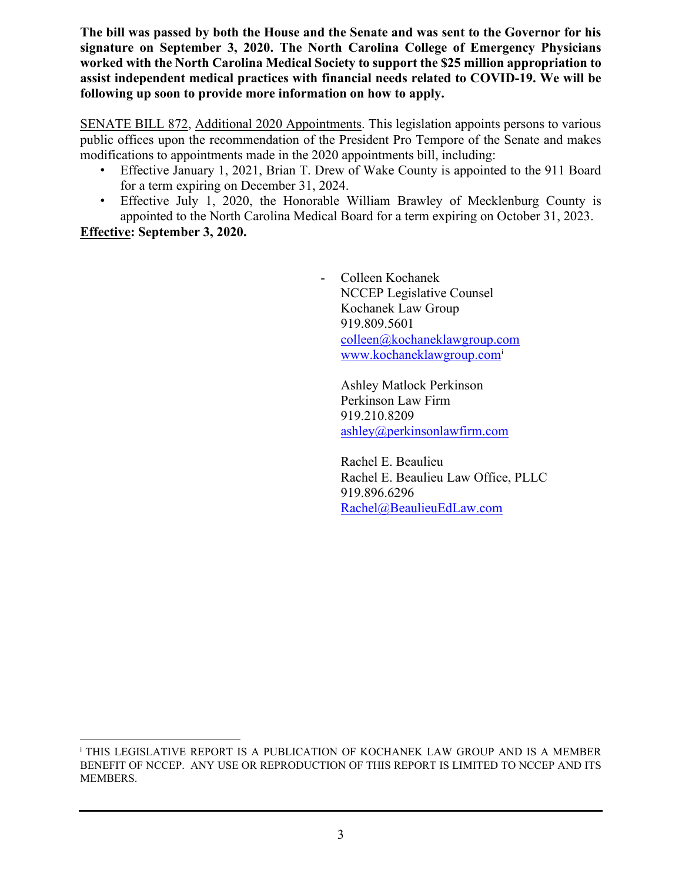**The bill was passed by both the House and the Senate and was sent to the Governor for his signature on September 3, 2020. The North Carolina College of Emergency Physicians worked with the North Carolina Medical Society to support the $25 million appropriation to assist independent medical practices with financial needs related to COVID-19. We will be following up soon to provide more information on how to apply.**

SENATE BILL 872, Additional 2020 Appointments. This legislation appoints persons to various public offices upon the recommendation of the President Pro Tempore of the Senate and makes modifications to appointments made in the 2020 appointments bill, including:

- Effective January 1, 2021, Brian T. Drew of Wake County is appointed to the 911 Board for a term expiring on December 31, 2024.
- Effective July 1, 2020, the Honorable William Brawley of Mecklenburg County is appointed to the North Carolina Medical Board for a term expiring on October 31, 2023.

**Effective: September 3, 2020.**

\- Colleen Kochanek
NCCEP Legislative Counsel
Kochanek Law Group
919.809.5601
colleen@kochaneklawgroup.com
www.kochaneklawgroup.com[i]

Ashley Matlock Perkinson
Perkinson Law Firm
919.210.8209
ashley@perkinsonlawfirm.com

Rachel E. Beaulieu
Rachel E. Beaulieu Law Office, PLLC
919.896.6296
Rachel@BeaulieuEdLaw.com

[i] THIS LEGISLATIVE REPORT IS A PUBLICATION OF KOCHANEK LAW GROUP AND IS A MEMBER BENEFIT OF NCCEP. ANY USE OR REPRODUCTION OF THIS REPORT IS LIMITED TO NCCEP AND ITS MEMBERS.